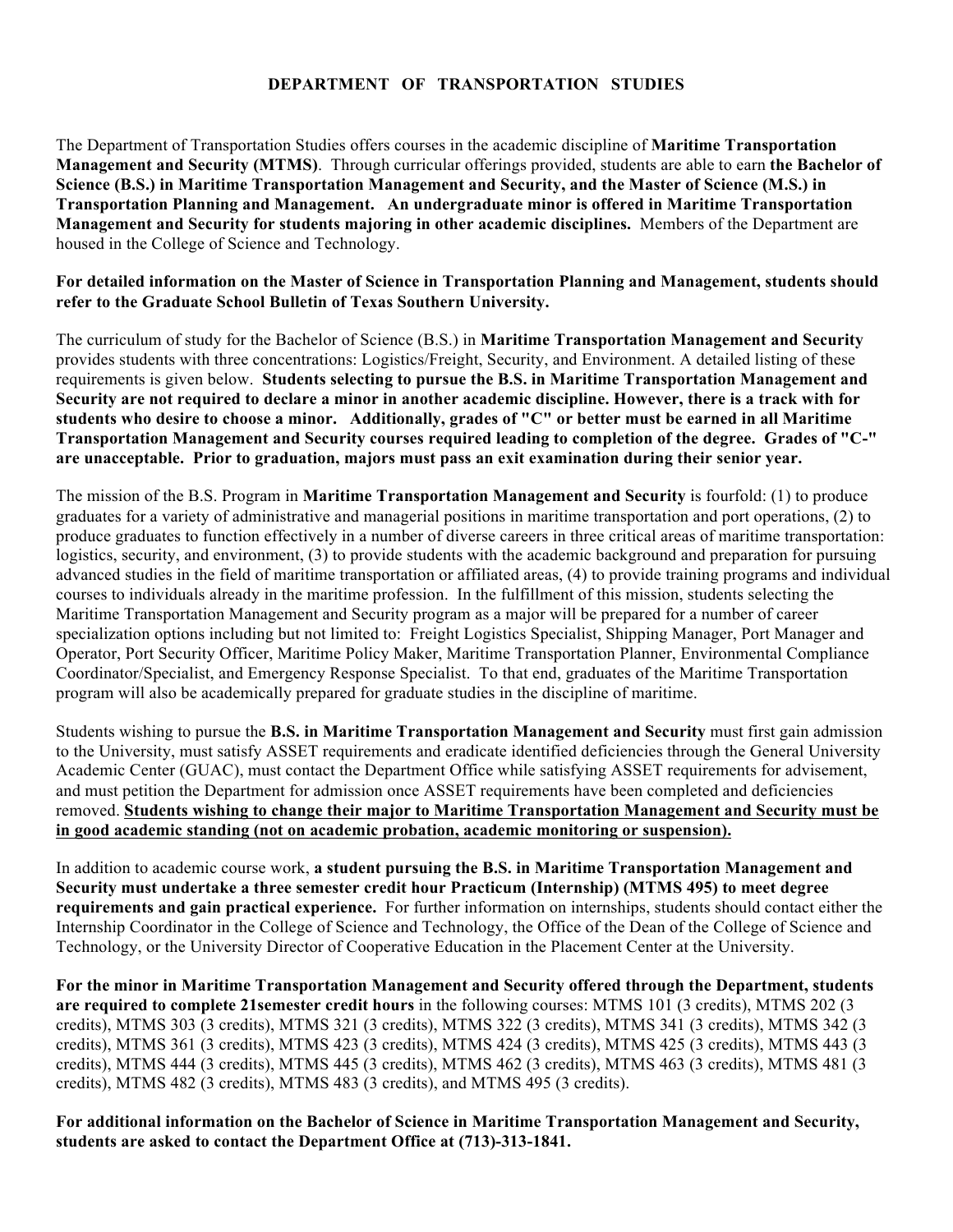# DEPARTMENT OF TRANSPORTATION STUDIES

The Department of Transportation Studies offers courses in the academic discipline of **Maritime Transportation Management and Security (MTMS)**. Through curricular offerings provided, students are able to earn **the Bachelor of Science (B.S.) in Maritime Transportation Management and Security, and the Master of Science (M.S.) in Transportation Planning and Management. An undergraduate minor is offered in Maritime Transportation Management and Security for students majoring in other academic disciplines.** Members of the Department are housed in the College of Science and Technology.

**For detailed information on the Master of Science in Transportation Planning and Management, students should refer to the Graduate School Bulletin of Texas Southern University.**

The curriculum of study for the Bachelor of Science (B.S.) in **Maritime Transportation Management and Security** provides students with three concentrations: Logistics/Freight, Security, and Environment. A detailed listing of these requirements is given below. **Students selecting to pursue the B.S. in Maritime Transportation Management and Security are not required to declare a minor in another academic discipline. However, there is a track with for students who desire to choose a minor. Additionally, grades of "C" or better must be earned in all Maritime Transportation Management and Security courses required leading to completion of the degree. Grades of "C-" are unacceptable. Prior to graduation, majors must pass an exit examination during their senior year.**

The mission of the B.S. Program in **Maritime Transportation Management and Security** is fourfold: (1) to produce graduates for a variety of administrative and managerial positions in maritime transportation and port operations, (2) to produce graduates to function effectively in a number of diverse careers in three critical areas of maritime transportation: logistics, security, and environment, (3) to provide students with the academic background and preparation for pursuing advanced studies in the field of maritime transportation or affiliated areas, (4) to provide training programs and individual courses to individuals already in the maritime profession. In the fulfillment of this mission, students selecting the Maritime Transportation Management and Security program as a major will be prepared for a number of career specialization options including but not limited to: Freight Logistics Specialist, Shipping Manager, Port Manager and Operator, Port Security Officer, Maritime Policy Maker, Maritime Transportation Planner, Environmental Compliance Coordinator/Specialist, and Emergency Response Specialist. To that end, graduates of the Maritime Transportation program will also be academically prepared for graduate studies in the discipline of maritime.

Students wishing to pursue the **B.S. in Maritime Transportation Management and Security** must first gain admission to the University, must satisfy ASSET requirements and eradicate identified deficiencies through the General University Academic Center (GUAC), must contact the Department Office while satisfying ASSET requirements for advisement, and must petition the Department for admission once ASSET requirements have been completed and deficiencies removed. **<u>Students wishing to change their major to Maritime Transportation Management and Security must be in good academic standing (not on academic probation, academic monitoring or suspension).</u>**

In addition to academic course work, **a student pursuing the B.S. in Maritime Transportation Management and Security must undertake a three semester credit hour Practicum (Internship) (MTMS 495) to meet degree requirements and gain practical experience.** For further information on internships, students should contact either the Internship Coordinator in the College of Science and Technology, the Office of the Dean of the College of Science and Technology, or the University Director of Cooperative Education in the Placement Center at the University.

**For the minor in Maritime Transportation Management and Security offered through the Department, students are required to complete 21semester credit hours** in the following courses: MTMS 101 (3 credits), MTMS 202 (3 credits), MTMS 303 (3 credits), MTMS 321 (3 credits), MTMS 322 (3 credits), MTMS 341 (3 credits), MTMS 342 (3 credits), MTMS 361 (3 credits), MTMS 423 (3 credits), MTMS 424 (3 credits), MTMS 425 (3 credits), MTMS 443 (3 credits), MTMS 444 (3 credits), MTMS 445 (3 credits), MTMS 462 (3 credits), MTMS 463 (3 credits), MTMS 481 (3 credits), MTMS 482 (3 credits), MTMS 483 (3 credits), and MTMS 495 (3 credits).

**For additional information on the Bachelor of Science in Maritime Transportation Management and Security, students are asked to contact the Department Office at (713)-313-1841.**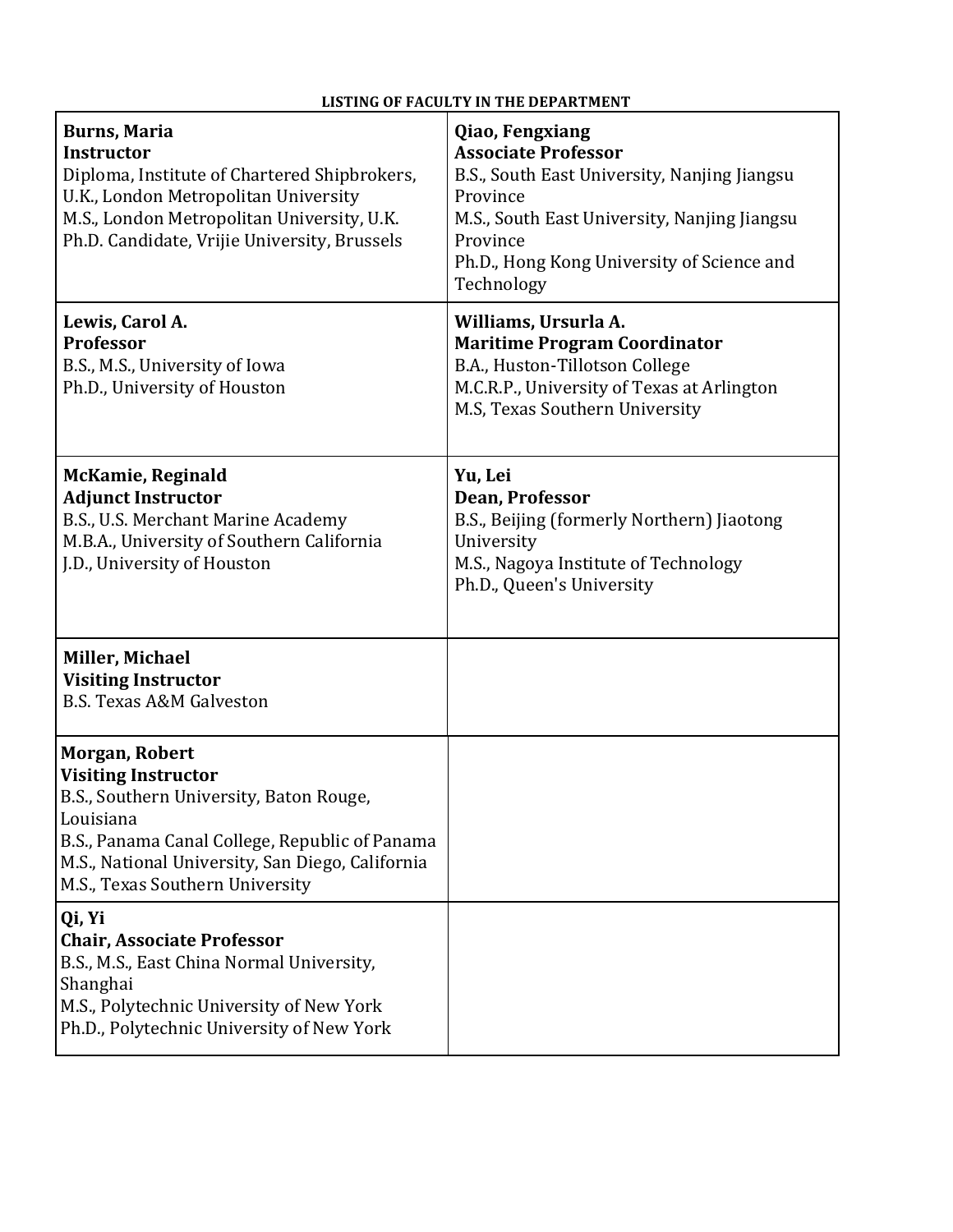**LISTING OF FACULTY IN THE DEPARTMENT**

| | |
|---|---|
| **Burns, Maria**<br>**Instructor**<br>Diploma, Institute of Chartered Shipbrokers, U.K., London Metropolitan University<br>M.S., London Metropolitan University, U.K.<br>Ph.D. Candidate, Vrijie University, Brussels | **Qiao, Fengxiang**<br>**Associate Professor**<br>B.S., South East University, Nanjing Jiangsu Province<br>M.S., South East University, Nanjing Jiangsu Province<br>Ph.D., Hong Kong University of Science and Technology |
| **Lewis, Carol A.**<br>**Professor**<br>B.S., M.S., University of Iowa<br>Ph.D., University of Houston | **Williams, Ursurla A.**<br>**Maritime Program Coordinator**<br>B.A., Huston-Tillotson College<br>M.C.R.P., University of Texas at Arlington<br>M.S, Texas Southern University |
| **McKamie, Reginald**<br>**Adjunct Instructor**<br>B.S., U.S. Merchant Marine Academy<br>M.B.A., University of Southern California<br>J.D., University of Houston | **Yu, Lei**<br>**Dean, Professor**<br>B.S., Beijing (formerly Northern) Jiaotong University<br>M.S., Nagoya Institute of Technology<br>Ph.D., Queen's University |
| **Miller, Michael**<br>**Visiting Instructor**<br>B.S. Texas A&M Galveston | |
| **Morgan, Robert**<br>**Visiting Instructor**<br>B.S., Southern University, Baton Rouge, Louisiana<br>B.S., Panama Canal College, Republic of Panama<br>M.S., National University, San Diego, California<br>M.S., Texas Southern University | |
| **Qi, Yi**<br>**Chair, Associate Professor**<br>B.S., M.S., East China Normal University, Shanghai<br>M.S., Polytechnic University of New York<br>Ph.D., Polytechnic University of New York | |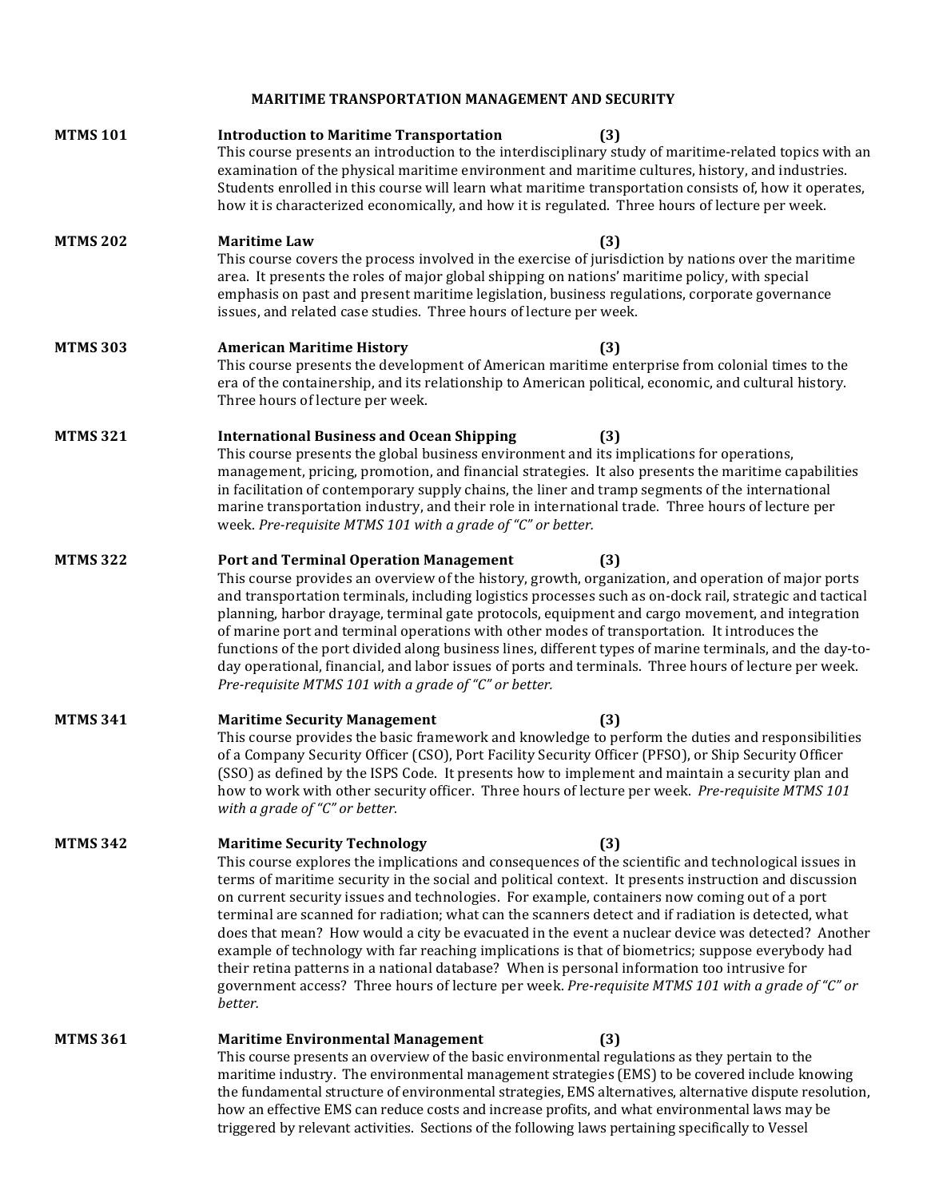# MARITIME TRANSPORTATION MANAGEMENT AND SECURITY

**MTMS 101** **Introduction to Maritime Transportation** **(3)**

This course presents an introduction to the interdisciplinary study of maritime-related topics with an examination of the physical maritime environment and maritime cultures, history, and industries. Students enrolled in this course will learn what maritime transportation consists of, how it operates, how it is characterized economically, and how it is regulated. Three hours of lecture per week.

**MTMS 202** **Maritime Law** **(3)**

This course covers the process involved in the exercise of jurisdiction by nations over the maritime area. It presents the roles of major global shipping on nations' maritime policy, with special emphasis on past and present maritime legislation, business regulations, corporate governance issues, and related case studies. Three hours of lecture per week.

**MTMS 303** **American Maritime History** **(3)**

This course presents the development of American maritime enterprise from colonial times to the era of the containership, and its relationship to American political, economic, and cultural history. Three hours of lecture per week.

**MTMS 321** **International Business and Ocean Shipping** **(3)**

This course presents the global business environment and its implications for operations, management, pricing, promotion, and financial strategies. It also presents the maritime capabilities in facilitation of contemporary supply chains, the liner and tramp segments of the international marine transportation industry, and their role in international trade. Three hours of lecture per week. *Pre-requisite MTMS 101 with a grade of "C" or better.*

**MTMS 322** **Port and Terminal Operation Management** **(3)**

This course provides an overview of the history, growth, organization, and operation of major ports and transportation terminals, including logistics processes such as on-dock rail, strategic and tactical planning, harbor drayage, terminal gate protocols, equipment and cargo movement, and integration of marine port and terminal operations with other modes of transportation. It introduces the functions of the port divided along business lines, different types of marine terminals, and the day-to-day operational, financial, and labor issues of ports and terminals. Three hours of lecture per week. *Pre-requisite MTMS 101 with a grade of "C" or better.*

**MTMS 341** **Maritime Security Management** **(3)**

This course provides the basic framework and knowledge to perform the duties and responsibilities of a Company Security Officer (CSO), Port Facility Security Officer (PFSO), or Ship Security Officer (SSO) as defined by the ISPS Code. It presents how to implement and maintain a security plan and how to work with other security officer. Three hours of lecture per week. *Pre-requisite MTMS 101 with a grade of "C" or better.*

**MTMS 342** **Maritime Security Technology** **(3)**

This course explores the implications and consequences of the scientific and technological issues in terms of maritime security in the social and political context. It presents instruction and discussion on current security issues and technologies. For example, containers now coming out of a port terminal are scanned for radiation; what can the scanners detect and if radiation is detected, what does that mean? How would a city be evacuated in the event a nuclear device was detected? Another example of technology with far reaching implications is that of biometrics; suppose everybody had their retina patterns in a national database? When is personal information too intrusive for government access? Three hours of lecture per week. *Pre-requisite MTMS 101 with a grade of "C" or better.*

**MTMS 361** **Maritime Environmental Management** **(3)**

This course presents an overview of the basic environmental regulations as they pertain to the maritime industry. The environmental management strategies (EMS) to be covered include knowing the fundamental structure of environmental strategies, EMS alternatives, alternative dispute resolution, how an effective EMS can reduce costs and increase profits, and what environmental laws may be triggered by relevant activities. Sections of the following laws pertaining specifically to Vessel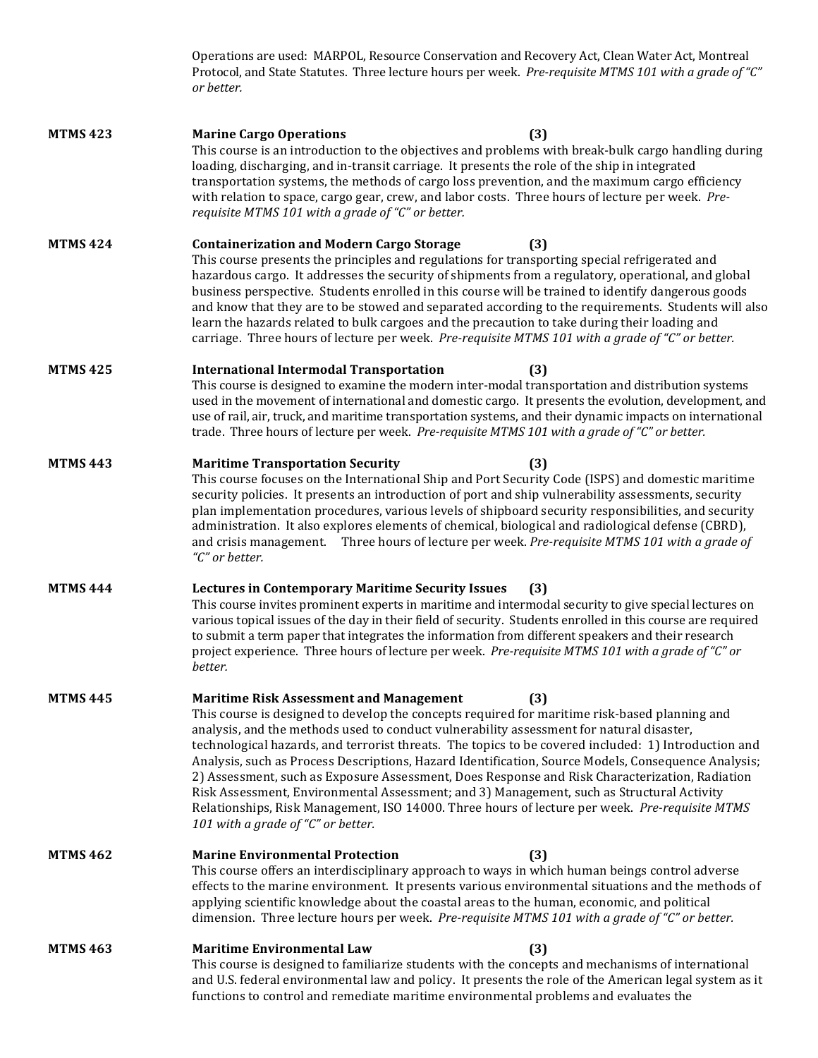Operations are used: MARPOL, Resource Conservation and Recovery Act, Clean Water Act, Montreal Protocol, and State Statutes. Three lecture hours per week. *Pre-requisite MTMS 101 with a grade of "C" or better.*

**MTMS 423** **Marine Cargo Operations** **(3)**

This course is an introduction to the objectives and problems with break-bulk cargo handling during loading, discharging, and in-transit carriage. It presents the role of the ship in integrated transportation systems, the methods of cargo loss prevention, and the maximum cargo efficiency with relation to space, cargo gear, crew, and labor costs. Three hours of lecture per week. *Pre-requisite MTMS 101 with a grade of "C" or better.*

**MTMS 424** **Containerization and Modern Cargo Storage** **(3)**

This course presents the principles and regulations for transporting special refrigerated and hazardous cargo. It addresses the security of shipments from a regulatory, operational, and global business perspective. Students enrolled in this course will be trained to identify dangerous goods and know that they are to be stowed and separated according to the requirements. Students will also learn the hazards related to bulk cargoes and the precaution to take during their loading and carriage. Three hours of lecture per week. *Pre-requisite MTMS 101 with a grade of "C" or better.*

**MTMS 425** **International Intermodal Transportation** **(3)**

This course is designed to examine the modern inter-modal transportation and distribution systems used in the movement of international and domestic cargo. It presents the evolution, development, and use of rail, air, truck, and maritime transportation systems, and their dynamic impacts on international trade. Three hours of lecture per week. *Pre-requisite MTMS 101 with a grade of "C" or better.*

**MTMS 443** **Maritime Transportation Security** **(3)**

This course focuses on the International Ship and Port Security Code (ISPS) and domestic maritime security policies. It presents an introduction of port and ship vulnerability assessments, security plan implementation procedures, various levels of shipboard security responsibilities, and security administration. It also explores elements of chemical, biological and radiological defense (CBRD), and crisis management. Three hours of lecture per week. *Pre-requisite MTMS 101 with a grade of "C" or better.*

**MTMS 444** **Lectures in Contemporary Maritime Security Issues** **(3)**

This course invites prominent experts in maritime and intermodal security to give special lectures on various topical issues of the day in their field of security. Students enrolled in this course are required to submit a term paper that integrates the information from different speakers and their research project experience. Three hours of lecture per week. *Pre-requisite MTMS 101 with a grade of "C" or better.*

**MTMS 445** **Maritime Risk Assessment and Management** **(3)**

This course is designed to develop the concepts required for maritime risk-based planning and analysis, and the methods used to conduct vulnerability assessment for natural disaster, technological hazards, and terrorist threats. The topics to be covered included: 1) Introduction and Analysis, such as Process Descriptions, Hazard Identification, Source Models, Consequence Analysis; 2) Assessment, such as Exposure Assessment, Does Response and Risk Characterization, Radiation Risk Assessment, Environmental Assessment; and 3) Management, such as Structural Activity Relationships, Risk Management, ISO 14000. Three hours of lecture per week. *Pre-requisite MTMS 101 with a grade of "C" or better.*

**MTMS 462** **Marine Environmental Protection** **(3)**

This course offers an interdisciplinary approach to ways in which human beings control adverse effects to the marine environment. It presents various environmental situations and the methods of applying scientific knowledge about the coastal areas to the human, economic, and political dimension. Three lecture hours per week. *Pre-requisite MTMS 101 with a grade of "C" or better.*

**MTMS 463** **Maritime Environmental Law** **(3)**

This course is designed to familiarize students with the concepts and mechanisms of international and U.S. federal environmental law and policy. It presents the role of the American legal system as it functions to control and remediate maritime environmental problems and evaluates the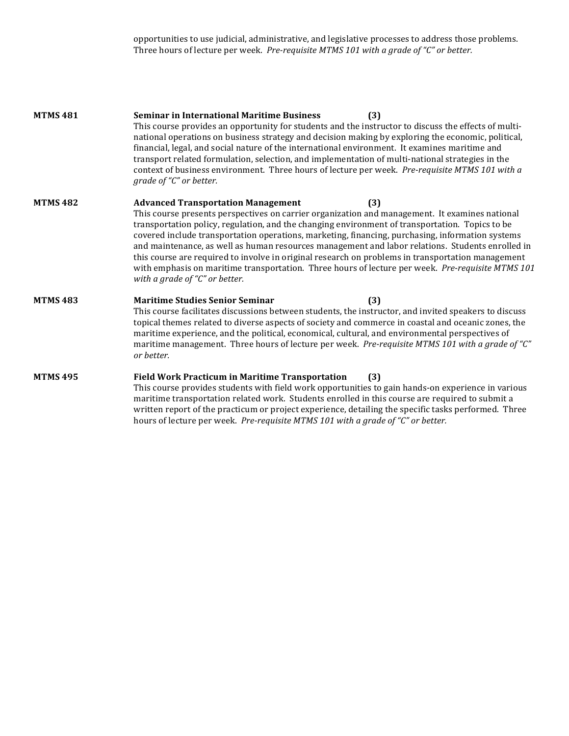opportunities to use judicial, administrative, and legislative processes to address those problems. Three hours of lecture per week. *Pre-requisite MTMS 101 with a grade of "C" or better.*

**MTMS 481** **Seminar in International Maritime Business** **(3)**

This course provides an opportunity for students and the instructor to discuss the effects of multi-national operations on business strategy and decision making by exploring the economic, political, financial, legal, and social nature of the international environment. It examines maritime and transport related formulation, selection, and implementation of multi-national strategies in the context of business environment. Three hours of lecture per week. *Pre-requisite MTMS 101 with a grade of "C" or better.*

**MTMS 482** **Advanced Transportation Management** **(3)**

This course presents perspectives on carrier organization and management. It examines national transportation policy, regulation, and the changing environment of transportation. Topics to be covered include transportation operations, marketing, financing, purchasing, information systems and maintenance, as well as human resources management and labor relations. Students enrolled in this course are required to involve in original research on problems in transportation management with emphasis on maritime transportation. Three hours of lecture per week. *Pre-requisite MTMS 101 with a grade of "C" or better.*

**MTMS 483** **Maritime Studies Senior Seminar** **(3)**

This course facilitates discussions between students, the instructor, and invited speakers to discuss topical themes related to diverse aspects of society and commerce in coastal and oceanic zones, the maritime experience, and the political, economical, cultural, and environmental perspectives of maritime management. Three hours of lecture per week. *Pre-requisite MTMS 101 with a grade of "C" or better.*

**MTMS 495** **Field Work Practicum in Maritime Transportation** **(3)**

This course provides students with field work opportunities to gain hands-on experience in various maritime transportation related work. Students enrolled in this course are required to submit a written report of the practicum or project experience, detailing the specific tasks performed. Three hours of lecture per week. *Pre-requisite MTMS 101 with a grade of "C" or better.*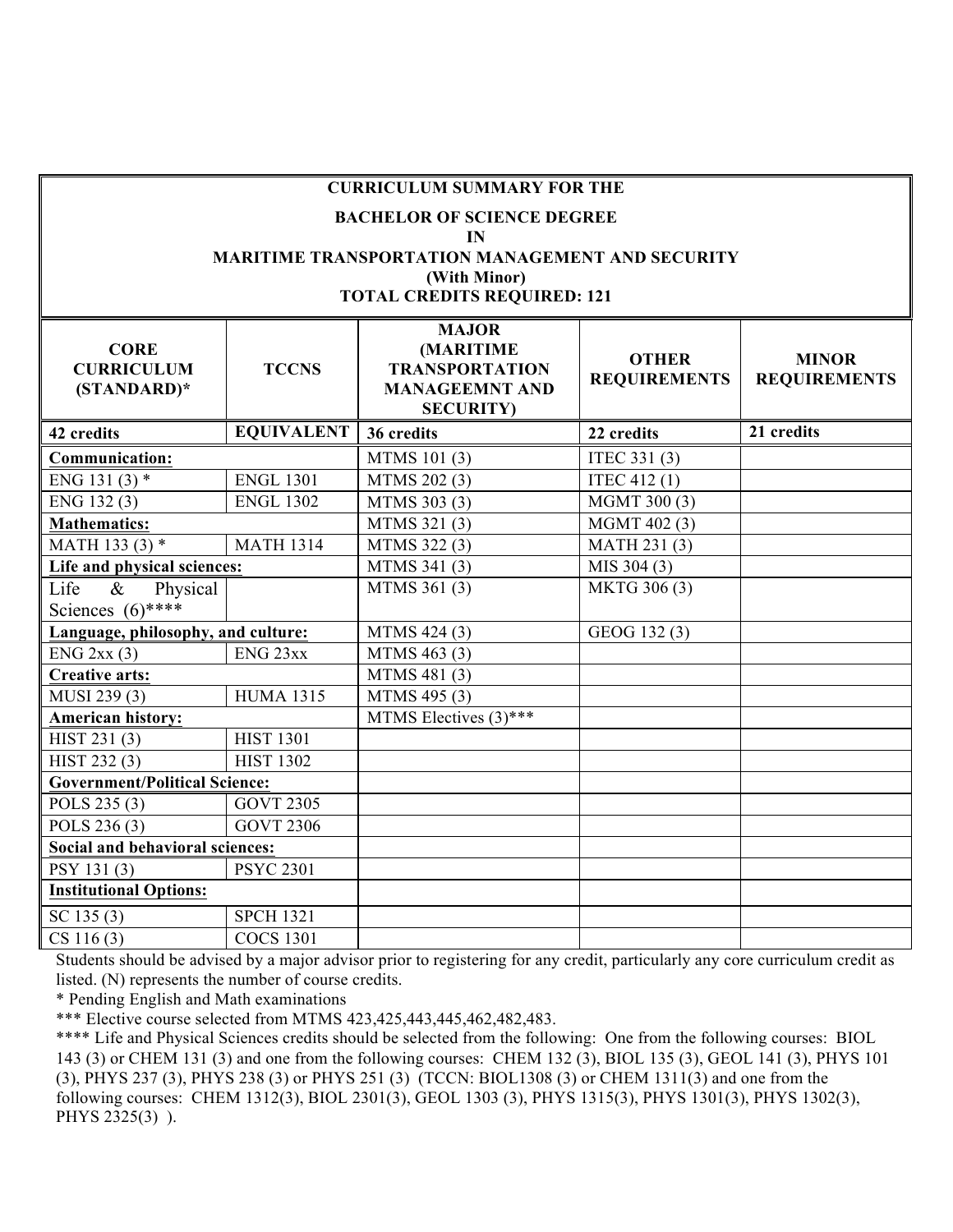**CURRICULUM SUMMARY FOR THE**

**BACHELOR OF SCIENCE DEGREE**
**IN**
**MARITIME TRANSPORTATION MANAGEMENT AND SECURITY**
**(With Minor)**
**TOTAL CREDITS REQUIRED: 121**

| CORE CURRICULUM (STANDARD)* | TCCNS | MAJOR (MARITIME TRANSPORTATION MANAGEEMNT AND SECURITY) | OTHER REQUIREMENTS | MINOR REQUIREMENTS |
|---|---|---|---|---|
| **42 credits** | **EQUIVALENT** | **36 credits** | **22 credits** | **21 credits** |
| **Communication:** | | MTMS 101 (3) | ITEC 331 (3) | |
| ENG 131 (3) * | ENGL 1301 | MTMS 202 (3) | ITEC 412 (1) | |
| ENG 132 (3) | ENGL 1302 | MTMS 303 (3) | MGMT 300 (3) | |
| **Mathematics:** | | MTMS 321 (3) | MGMT 402 (3) | |
| MATH 133 (3) * | MATH 1314 | MTMS 322 (3) | MATH 231 (3) | |
| **Life and physical sciences:** | | MTMS 341 (3) | MIS 304 (3) | |
| Life & Physical Sciences (6)**** | | MTMS 361 (3) | MKTG 306 (3) | |
| **Language, philosophy, and culture:** | | MTMS 424 (3) | GEOG 132 (3) | |
| ENG 2xx (3) | ENG 23xx | MTMS 463 (3) | | |
| **Creative arts:** | | MTMS 481 (3) | | |
| MUSI 239 (3) | HUMA 1315 | MTMS 495 (3) | | |
| **American history:** | | MTMS Electives (3)*** | | |
| HIST 231 (3) | HIST 1301 | | | |
| HIST 232 (3) | HIST 1302 | | | |
| **Government/Political Science:** | | | | |
| POLS 235 (3) | GOVT 2305 | | | |
| POLS 236 (3) | GOVT 2306 | | | |
| **Social and behavioral sciences:** | | | | |
| PSY 131 (3) | PSYC 2301 | | | |
| **Institutional Options:** | | | | |
| SC 135 (3) | SPCH 1321 | | | |
| CS 116 (3) | COCS 1301 | | | |

Students should be advised by a major advisor prior to registering for any credit, particularly any core curriculum credit as listed. (N) represents the number of course credits.

* Pending English and Math examinations

*** Elective course selected from MTMS 423,425,443,445,462,482,483.

**** Life and Physical Sciences credits should be selected from the following: One from the following courses: BIOL 143 (3) or CHEM 131 (3) and one from the following courses: CHEM 132 (3), BIOL 135 (3), GEOL 141 (3), PHYS 101 (3), PHYS 237 (3), PHYS 238 (3) or PHYS 251 (3) (TCCN: BIOL1308 (3) or CHEM 1311(3) and one from the following courses: CHEM 1312(3), BIOL 2301(3), GEOL 1303 (3), PHYS 1315(3), PHYS 1301(3), PHYS 1302(3), PHYS 2325(3) ).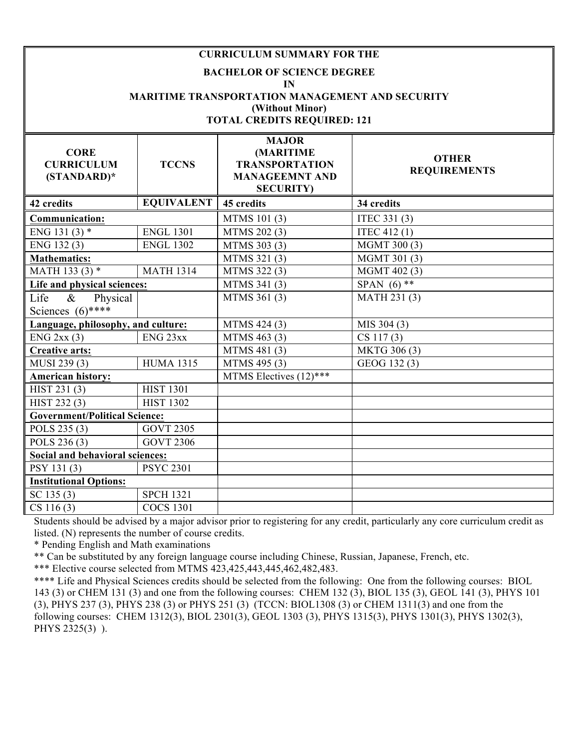**CURRICULUM SUMMARY FOR THE**

**BACHELOR OF SCIENCE DEGREE**

**IN**

**MARITIME TRANSPORTATION MANAGEMENT AND SECURITY**

**(Without Minor)**

**TOTAL CREDITS REQUIRED: 121**

| CORE CURRICULUM (STANDARD)* | TCCNS | MAJOR (MARITIME TRANSPORTATION MANAGEEMNT AND SECURITY) | OTHER REQUIREMENTS |
|---|---|---|---|
| **42 credits** | **EQUIVALENT** | **45 credits** | **34 credits** |
| **Communication:** | | MTMS 101 (3) | ITEC 331 (3) |
| ENG 131 (3) * | ENGL 1301 | MTMS 202 (3) | ITEC 412 (1) |
| ENG 132 (3) | ENGL 1302 | MTMS 303 (3) | MGMT 300 (3) |
| **Mathematics:** | | MTMS 321 (3) | MGMT 301 (3) |
| MATH 133 (3) * | MATH 1314 | MTMS 322 (3) | MGMT 402 (3) |
| **Life and physical sciences:** | | MTMS 341 (3) | SPAN (6) ** |
| Life & Physical Sciences (6)**** | | MTMS 361 (3) | MATH 231 (3) |
| **Language, philosophy, and culture:** | | MTMS 424 (3) | MIS 304 (3) |
| ENG 2xx (3) | ENG 23xx | MTMS 463 (3) | CS 117 (3) |
| **Creative arts:** | | MTMS 481 (3) | MKTG 306 (3) |
| MUSI 239 (3) | HUMA 1315 | MTMS 495 (3) | GEOG 132 (3) |
| **American history:** | | MTMS Electives (12)*** | |
| HIST 231 (3) | HIST 1301 | | |
| HIST 232 (3) | HIST 1302 | | |
| **Government/Political Science:** | | | |
| POLS 235 (3) | GOVT 2305 | | |
| POLS 236 (3) | GOVT 2306 | | |
| **Social and behavioral sciences:** | | | |
| PSY 131 (3) | PSYC 2301 | | |
| **Institutional Options:** | | | |
| SC 135 (3) | SPCH 1321 | | |
| CS 116 (3) | COCS 1301 | | |

Students should be advised by a major advisor prior to registering for any credit, particularly any core curriculum credit as listed. (N) represents the number of course credits.

\* Pending English and Math examinations

** Can be substituted by any foreign language course including Chinese, Russian, Japanese, French, etc.

*** Elective course selected from MTMS 423,425,443,445,462,482,483.

**** Life and Physical Sciences credits should be selected from the following: One from the following courses: BIOL 143 (3) or CHEM 131 (3) and one from the following courses: CHEM 132 (3), BIOL 135 (3), GEOL 141 (3), PHYS 101 (3), PHYS 237 (3), PHYS 238 (3) or PHYS 251 (3) (TCCN: BIOL1308 (3) or CHEM 1311(3) and one from the following courses: CHEM 1312(3), BIOL 2301(3), GEOL 1303 (3), PHYS 1315(3), PHYS 1301(3), PHYS 1302(3), PHYS 2325(3) ).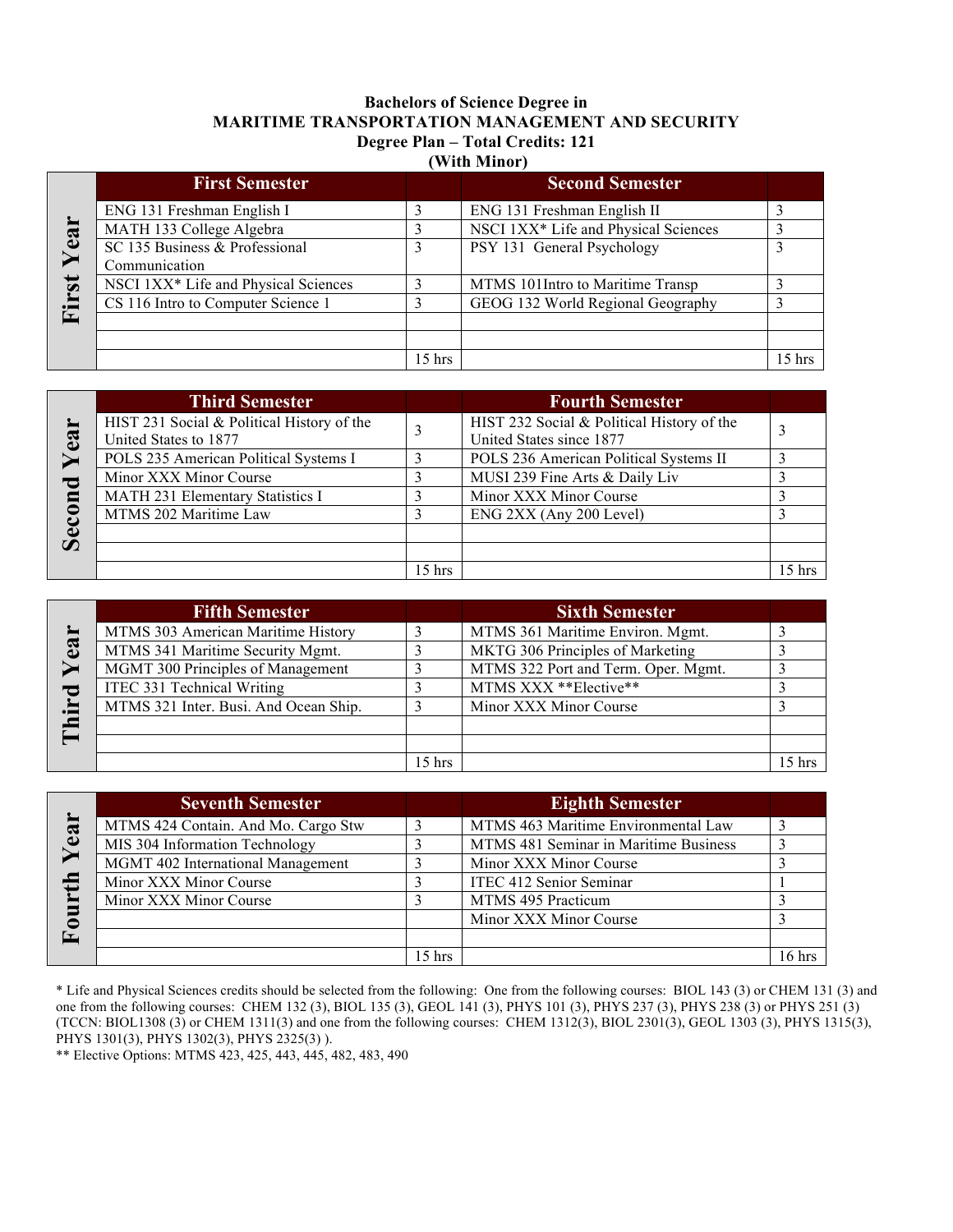**Bachelors of Science Degree in**
**MARITIME TRANSPORTATION MANAGEMENT AND SECURITY**
**Degree Plan – Total Credits: 121**
**(With Minor)**

## First Year

| First Semester | | Second Semester | |
|---|---|---|---|
| ENG 131 Freshman English I | 3 | ENG 131 Freshman English II | 3 |
| MATH 133 College Algebra | 3 | NSCI 1XX* Life and Physical Sciences | 3 |
| SC 135 Business & Professional Communication | 3 | PSY 131 General Psychology | 3 |
| NSCI 1XX* Life and Physical Sciences | 3 | MTMS 101Intro to Maritime Transp | 3 |
| CS 116 Intro to Computer Science 1 | 3 | GEOG 132 World Regional Geography | 3 |
| | | | |
| | | | |
| | 15 hrs | | 15 hrs |

## Second Year

| Third Semester | | Fourth Semester | |
|---|---|---|---|
| HIST 231 Social & Political History of the United States to 1877 | 3 | HIST 232 Social & Political History of the United States since 1877 | 3 |
| POLS 235 American Political Systems I | 3 | POLS 236 American Political Systems II | 3 |
| Minor XXX Minor Course | 3 | MUSI 239 Fine Arts & Daily Liv | 3 |
| MATH 231 Elementary Statistics I | 3 | Minor XXX Minor Course | 3 |
| MTMS 202 Maritime Law | 3 | ENG 2XX (Any 200 Level) | 3 |
| | | | |
| | | | |
| | 15 hrs | | 15 hrs |

## Third Year

| Fifth Semester | | Sixth Semester | |
|---|---|---|---|
| MTMS 303 American Maritime History | 3 | MTMS 361 Maritime Environ. Mgmt. | 3 |
| MTMS 341 Maritime Security Mgmt. | 3 | MKTG 306 Principles of Marketing | 3 |
| MGMT 300 Principles of Management | 3 | MTMS 322 Port and Term. Oper. Mgmt. | 3 |
| ITEC 331 Technical Writing | 3 | MTMS XXX **Elective** | 3 |
| MTMS 321 Inter. Busi. And Ocean Ship. | 3 | Minor XXX Minor Course | 3 |
| | | | |
| | | | |
| | 15 hrs | | 15 hrs |

## Fourth Year

| Seventh Semester | | Eighth Semester | |
|---|---|---|---|
| MTMS 424 Contain. And Mo. Cargo Stw | 3 | MTMS 463 Maritime Environmental Law | 3 |
| MIS 304 Information Technology | 3 | MTMS 481 Seminar in Maritime Business | 3 |
| MGMT 402 International Management | 3 | Minor XXX Minor Course | 3 |
| Minor XXX Minor Course | 3 | ITEC 412 Senior Seminar | 1 |
| Minor XXX Minor Course | 3 | MTMS 495 Practicum | 3 |
| | | Minor XXX Minor Course | 3 |
| | | | |
| | 15 hrs | | 16 hrs |

* Life and Physical Sciences credits should be selected from the following: One from the following courses: BIOL 143 (3) or CHEM 131 (3) and one from the following courses: CHEM 132 (3), BIOL 135 (3), GEOL 141 (3), PHYS 101 (3), PHYS 237 (3), PHYS 238 (3) or PHYS 251 (3) (TCCN: BIOL1308 (3) or CHEM 1311(3) and one from the following courses: CHEM 1312(3), BIOL 2301(3), GEOL 1303 (3), PHYS 1315(3), PHYS 1301(3), PHYS 1302(3), PHYS 2325(3) ).

** Elective Options: MTMS 423, 425, 443, 445, 482, 483, 490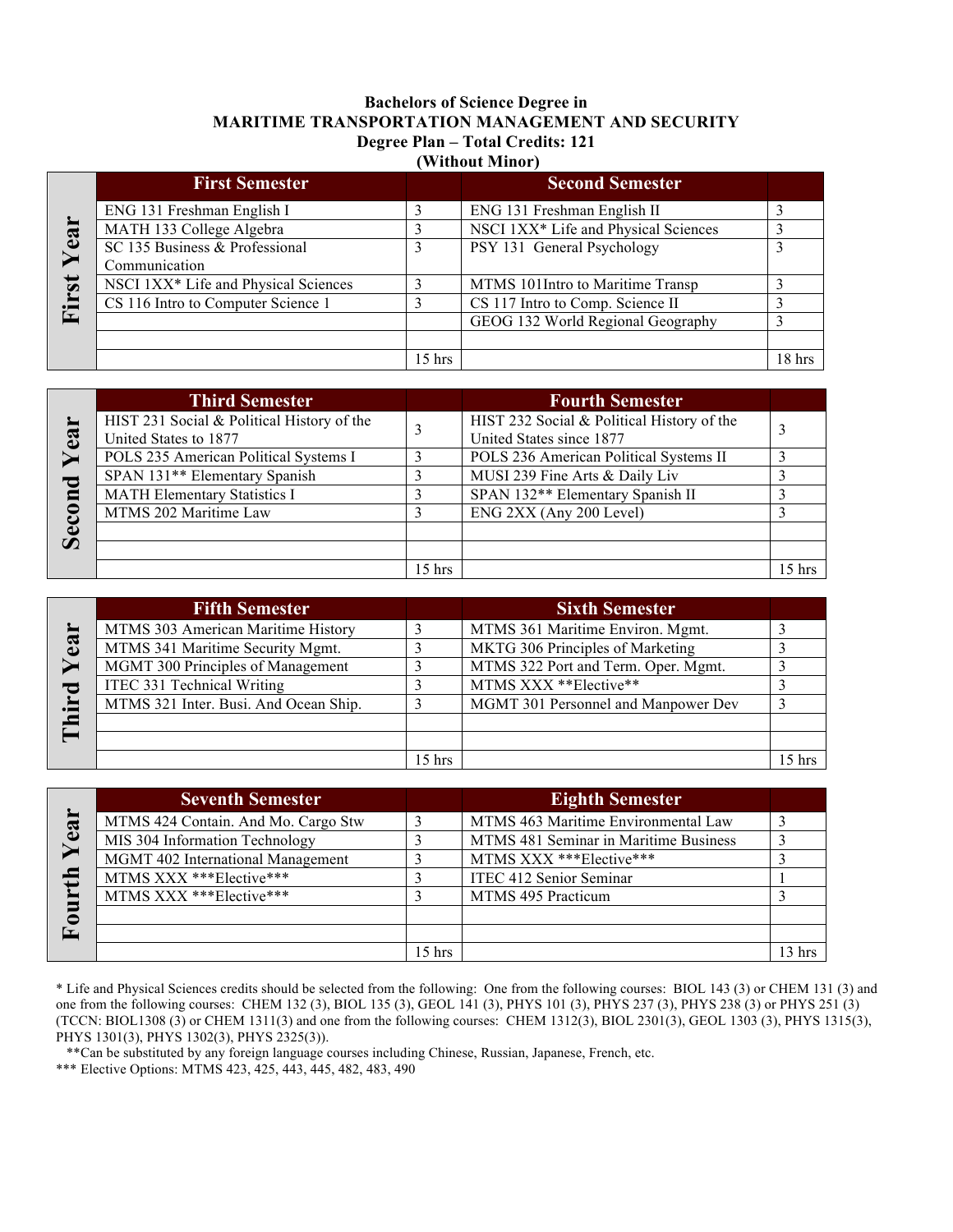**Bachelors of Science Degree in**
**MARITIME TRANSPORTATION MANAGEMENT AND SECURITY**
**Degree Plan – Total Credits: 121**
**(Without Minor)**

## First Year

| First Semester | | Second Semester | |
|---|---|---|---|
| ENG 131 Freshman English I | 3 | ENG 131 Freshman English II | 3 |
| MATH 133 College Algebra | 3 | NSCI 1XX* Life and Physical Sciences | 3 |
| SC 135 Business & Professional Communication | 3 | PSY 131 General Psychology | 3 |
| NSCI 1XX* Life and Physical Sciences | 3 | MTMS 101Intro to Maritime Transp | 3 |
| CS 116 Intro to Computer Science 1 | 3 | CS 117 Intro to Comp. Science II | 3 |
| | | GEOG 132 World Regional Geography | 3 |
| | | | |
| | 15 hrs | | 18 hrs |

## Second Year

| Third Semester | | Fourth Semester | |
|---|---|---|---|
| HIST 231 Social & Political History of the United States to 1877 | 3 | HIST 232 Social & Political History of the United States since 1877 | 3 |
| POLS 235 American Political Systems I | 3 | POLS 236 American Political Systems II | 3 |
| SPAN 131** Elementary Spanish | 3 | MUSI 239 Fine Arts & Daily Liv | 3 |
| MATH Elementary Statistics I | 3 | SPAN 132** Elementary Spanish II | 3 |
| MTMS 202 Maritime Law | 3 | ENG 2XX (Any 200 Level) | 3 |
| | | | |
| | | | |
| | 15 hrs | | 15 hrs |

## Third Year

| Fifth Semester | | Sixth Semester | |
|---|---|---|---|
| MTMS 303 American Maritime History | 3 | MTMS 361 Maritime Environ. Mgmt. | 3 |
| MTMS 341 Maritime Security Mgmt. | 3 | MKTG 306 Principles of Marketing | 3 |
| MGMT 300 Principles of Management | 3 | MTMS 322 Port and Term. Oper. Mgmt. | 3 |
| ITEC 331 Technical Writing | 3 | MTMS XXX **Elective** | 3 |
| MTMS 321 Inter. Busi. And Ocean Ship. | 3 | MGMT 301 Personnel and Manpower Dev | 3 |
| | | | |
| | | | |
| | 15 hrs | | 15 hrs |

## Fourth Year

| Seventh Semester | | Eighth Semester | |
|---|---|---|---|
| MTMS 424 Contain. And Mo. Cargo Stw | 3 | MTMS 463 Maritime Environmental Law | 3 |
| MIS 304 Information Technology | 3 | MTMS 481 Seminar in Maritime Business | 3 |
| MGMT 402 International Management | 3 | MTMS XXX ***Elective*** | 3 |
| MTMS XXX ***Elective*** | 3 | ITEC 412 Senior Seminar | 1 |
| MTMS XXX ***Elective*** | 3 | MTMS 495 Practicum | 3 |
| | | | |
| | | | |
| | 15 hrs | | 13 hrs |

\* Life and Physical Sciences credits should be selected from the following: One from the following courses: BIOL 143 (3) or CHEM 131 (3) and one from the following courses: CHEM 132 (3), BIOL 135 (3), GEOL 141 (3), PHYS 101 (3), PHYS 237 (3), PHYS 238 (3) or PHYS 251 (3) (TCCN: BIOL1308 (3) or CHEM 1311(3) and one from the following courses: CHEM 1312(3), BIOL 2301(3), GEOL 1303 (3), PHYS 1315(3), PHYS 1301(3), PHYS 1302(3), PHYS 2325(3)).

**Can be substituted by any foreign language courses including Chinese, Russian, Japanese, French, etc.

*** Elective Options: MTMS 423, 425, 443, 445, 482, 483, 490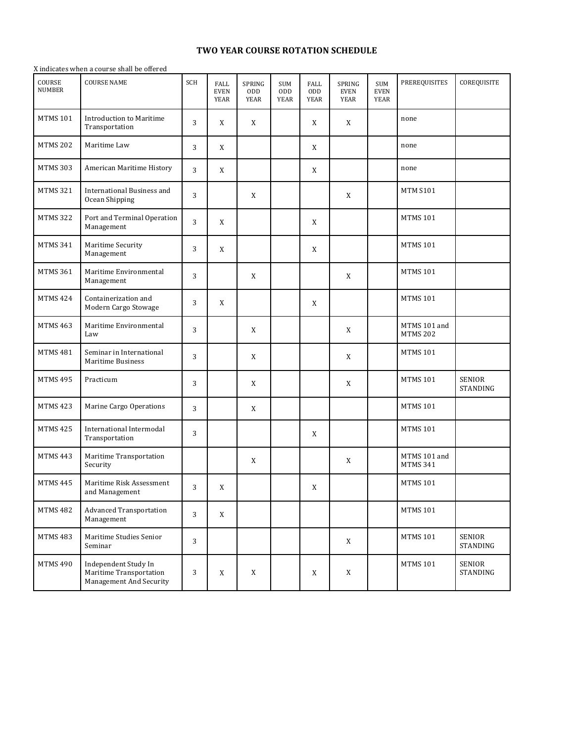# TWO YEAR COURSE ROTATION SCHEDULE

X indicates when a course shall be offered

| COURSE NUMBER | COURSE NAME | SCH | FALL EVEN YEAR | SPRING ODD YEAR | SUM ODD YEAR | FALL ODD YEAR | SPRING EVEN YEAR | SUM EVEN YEAR | PREREQUISITES | COREQUISITE |
|---|---|---|---|---|---|---|---|---|---|---|
| MTMS 101 | Introduction to Maritime Transportation | 3 | X | X | | X | X | | none | |
| MTMS 202 | Maritime Law | 3 | X | | | X | | | none | |
| MTMS 303 | American Maritime History | 3 | X | | | X | | | none | |
| MTMS 321 | International Business and Ocean Shipping | 3 | | X | | | X | | MTM S101 | |
| MTMS 322 | Port and Terminal Operation Management | 3 | X | | | X | | | MTMS 101 | |
| MTMS 341 | Maritime Security Management | 3 | X | | | X | | | MTMS 101 | |
| MTMS 361 | Maritime Environmental Management | 3 | | X | | | X | | MTMS 101 | |
| MTMS 424 | Containerization and Modern Cargo Stowage | 3 | X | | | X | | | MTMS 101 | |
| MTMS 463 | Maritime Environmental Law | 3 | | X | | | X | | MTMS 101 and MTMS 202 | |
| MTMS 481 | Seminar in International Maritime Business | 3 | | X | | | X | | MTMS 101 | |
| MTMS 495 | Practicum | 3 | | X | | | X | | MTMS 101 | SENIOR STANDING |
| MTMS 423 | Marine Cargo Operations | 3 | | X | | | | | MTMS 101 | |
| MTMS 425 | International Intermodal Transportation | 3 | | | | X | | | MTMS 101 | |
| MTMS 443 | Maritime Transportation Security | | | X | | | X | | MTMS 101 and MTMS 341 | |
| MTMS 445 | Maritime Risk Assessment and Management | 3 | X | | | X | | | MTMS 101 | |
| MTMS 482 | Advanced Transportation Management | 3 | X | | | | | | MTMS 101 | |
| MTMS 483 | Maritime Studies Senior Seminar | 3 | | | | | X | | MTMS 101 | SENIOR STANDING |
| MTMS 490 | Independent Study In Maritime Transportation Management And Security | 3 | X | X | | X | X | | MTMS 101 | SENIOR STANDING |